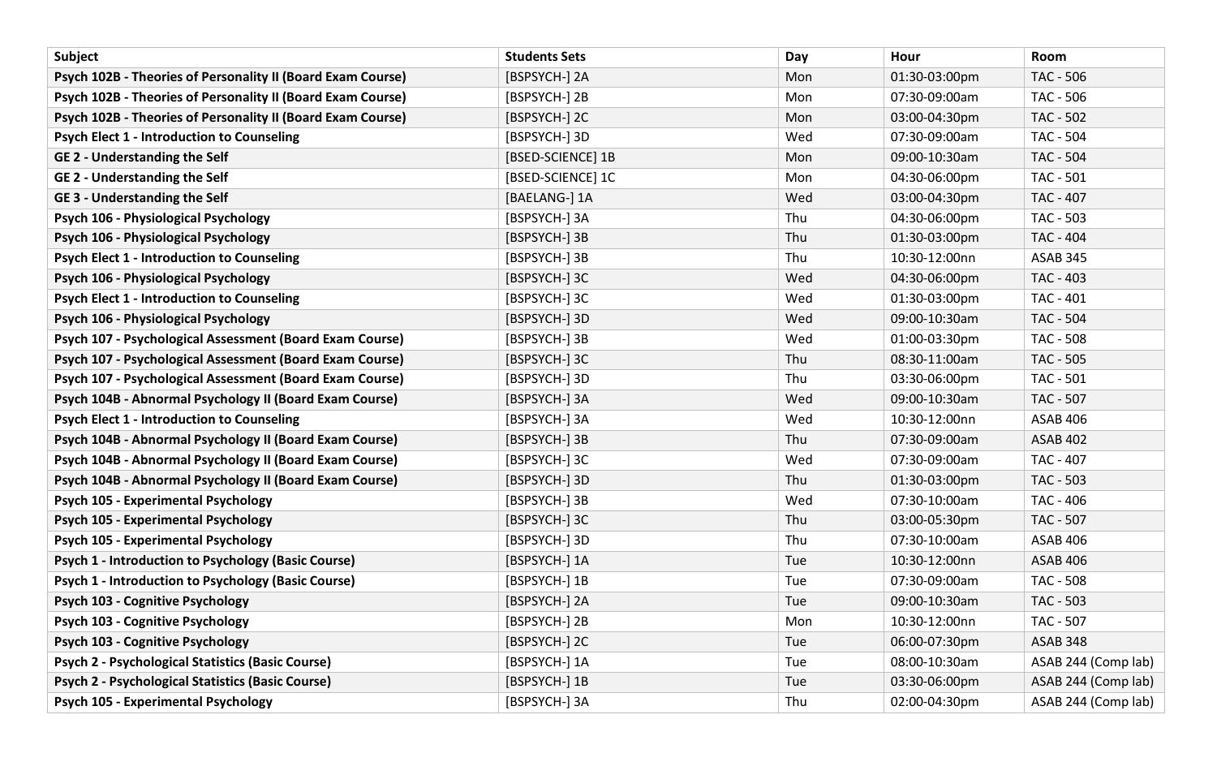| Subject | Students Sets | Day | Hour | Room |
| --- | --- | --- | --- | --- |
| **Psych 102B - Theories of Personality II (Board Exam Course)** | [BSPSYCH-] 2A | Mon | 01:30-03:00pm | TAC - 506 |
| **Psych 102B - Theories of Personality II (Board Exam Course)** | [BSPSYCH-] 2B | Mon | 07:30-09:00am | TAC - 506 |
| **Psych 102B - Theories of Personality II (Board Exam Course)** | [BSPSYCH-] 2C | Mon | 03:00-04:30pm | TAC - 502 |
| **Psych Elect 1 - Introduction to Counseling** | [BSPSYCH-] 3D | Wed | 07:30-09:00am | TAC - 504 |
| **GE 2 - Understanding the Self** | [BSED-SCIENCE] 1B | Mon | 09:00-10:30am | TAC - 504 |
| **GE 2 - Understanding the Self** | [BSED-SCIENCE] 1C | Mon | 04:30-06:00pm | TAC - 501 |
| **GE 3 - Understanding the Self** | [BAELANG-] 1A | Wed | 03:00-04:30pm | TAC - 407 |
| **Psych 106 - Physiological Psychology** | [BSPSYCH-] 3A | Thu | 04:30-06:00pm | TAC - 503 |
| **Psych 106 - Physiological Psychology** | [BSPSYCH-] 3B | Thu | 01:30-03:00pm | TAC - 404 |
| **Psych Elect 1 - Introduction to Counseling** | [BSPSYCH-] 3B | Thu | 10:30-12:00nn | ASAB 345 |
| **Psych 106 - Physiological Psychology** | [BSPSYCH-] 3C | Wed | 04:30-06:00pm | TAC - 403 |
| **Psych Elect 1 - Introduction to Counseling** | [BSPSYCH-] 3C | Wed | 01:30-03:00pm | TAC - 401 |
| **Psych 106 - Physiological Psychology** | [BSPSYCH-] 3D | Wed | 09:00-10:30am | TAC - 504 |
| **Psych 107 - Psychological Assessment (Board Exam Course)** | [BSPSYCH-] 3B | Wed | 01:00-03:30pm | TAC - 508 |
| **Psych 107 - Psychological Assessment (Board Exam Course)** | [BSPSYCH-] 3C | Thu | 08:30-11:00am | TAC - 505 |
| **Psych 107 - Psychological Assessment (Board Exam Course)** | [BSPSYCH-] 3D | Thu | 03:30-06:00pm | TAC - 501 |
| **Psych 104B - Abnormal Psychology II (Board Exam Course)** | [BSPSYCH-] 3A | Wed | 09:00-10:30am | TAC - 507 |
| **Psych Elect 1 - Introduction to Counseling** | [BSPSYCH-] 3A | Wed | 10:30-12:00nn | ASAB 406 |
| **Psych 104B - Abnormal Psychology II (Board Exam Course)** | [BSPSYCH-] 3B | Thu | 07:30-09:00am | ASAB 402 |
| **Psych 104B - Abnormal Psychology II (Board Exam Course)** | [BSPSYCH-] 3C | Wed | 07:30-09:00am | TAC - 407 |
| **Psych 104B - Abnormal Psychology II (Board Exam Course)** | [BSPSYCH-] 3D | Thu | 01:30-03:00pm | TAC - 503 |
| **Psych 105 - Experimental Psychology** | [BSPSYCH-] 3B | Wed | 07:30-10:00am | TAC - 406 |
| **Psych 105 - Experimental Psychology** | [BSPSYCH-] 3C | Thu | 03:00-05:30pm | TAC - 507 |
| **Psych 105 - Experimental Psychology** | [BSPSYCH-] 3D | Thu | 07:30-10:00am | ASAB 406 |
| **Psych 1 - Introduction to Psychology (Basic Course)** | [BSPSYCH-] 1A | Tue | 10:30-12:00nn | ASAB 406 |
| **Psych 1 - Introduction to Psychology (Basic Course)** | [BSPSYCH-] 1B | Tue | 07:30-09:00am | TAC - 508 |
| **Psych 103 - Cognitive Psychology** | [BSPSYCH-] 2A | Tue | 09:00-10:30am | TAC - 503 |
| **Psych 103 - Cognitive Psychology** | [BSPSYCH-] 2B | Mon | 10:30-12:00nn | TAC - 507 |
| **Psych 103 - Cognitive Psychology** | [BSPSYCH-] 2C | Tue | 06:00-07:30pm | ASAB 348 |
| **Psych 2 - Psychological Statistics (Basic Course)** | [BSPSYCH-] 1A | Tue | 08:00-10:30am | ASAB 244 (Comp lab) |
| **Psych 2 - Psychological Statistics (Basic Course)** | [BSPSYCH-] 1B | Tue | 03:30-06:00pm | ASAB 244 (Comp lab) |
| **Psych 105 - Experimental Psychology** | [BSPSYCH-] 3A | Thu | 02:00-04:30pm | ASAB 244 (Comp lab) |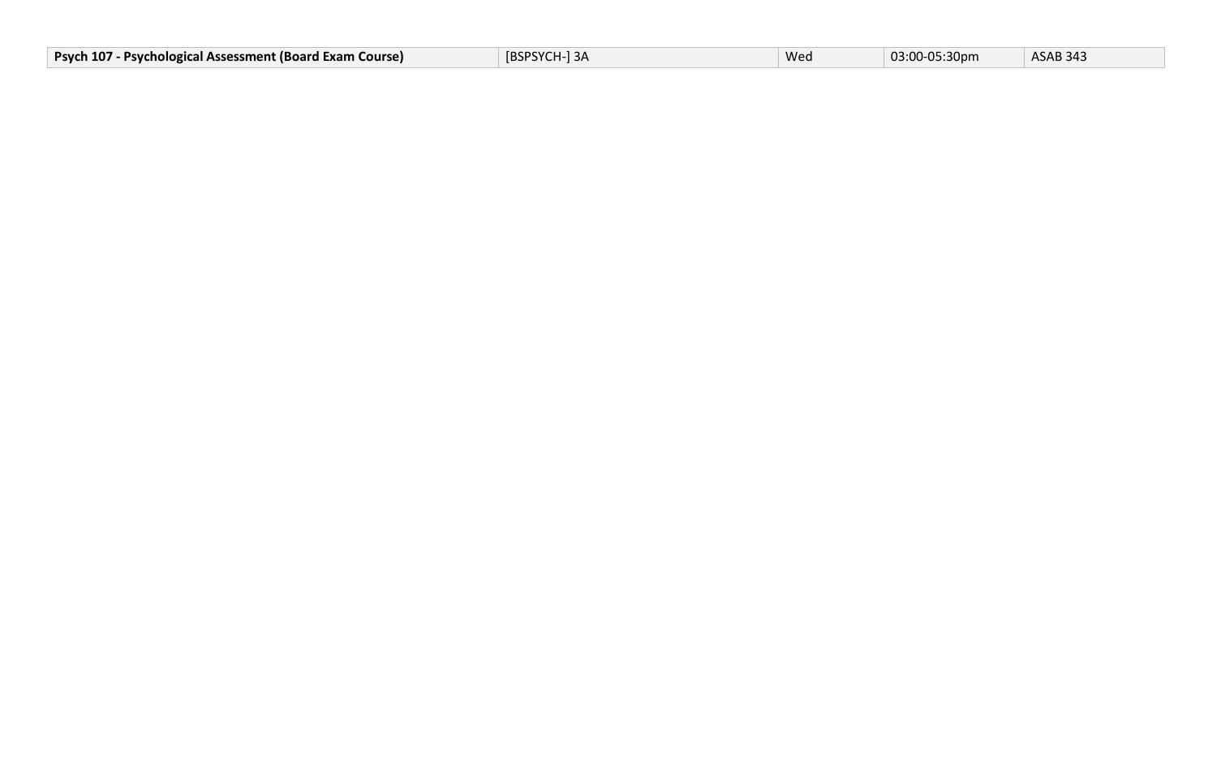| | | | | |
|---|---|---|---|---|
| **Psych 107 - Psychological Assessment (Board Exam Course)** | [BSPSYCH-] 3A | Wed | 03:00-05:30pm | ASAB 343 |